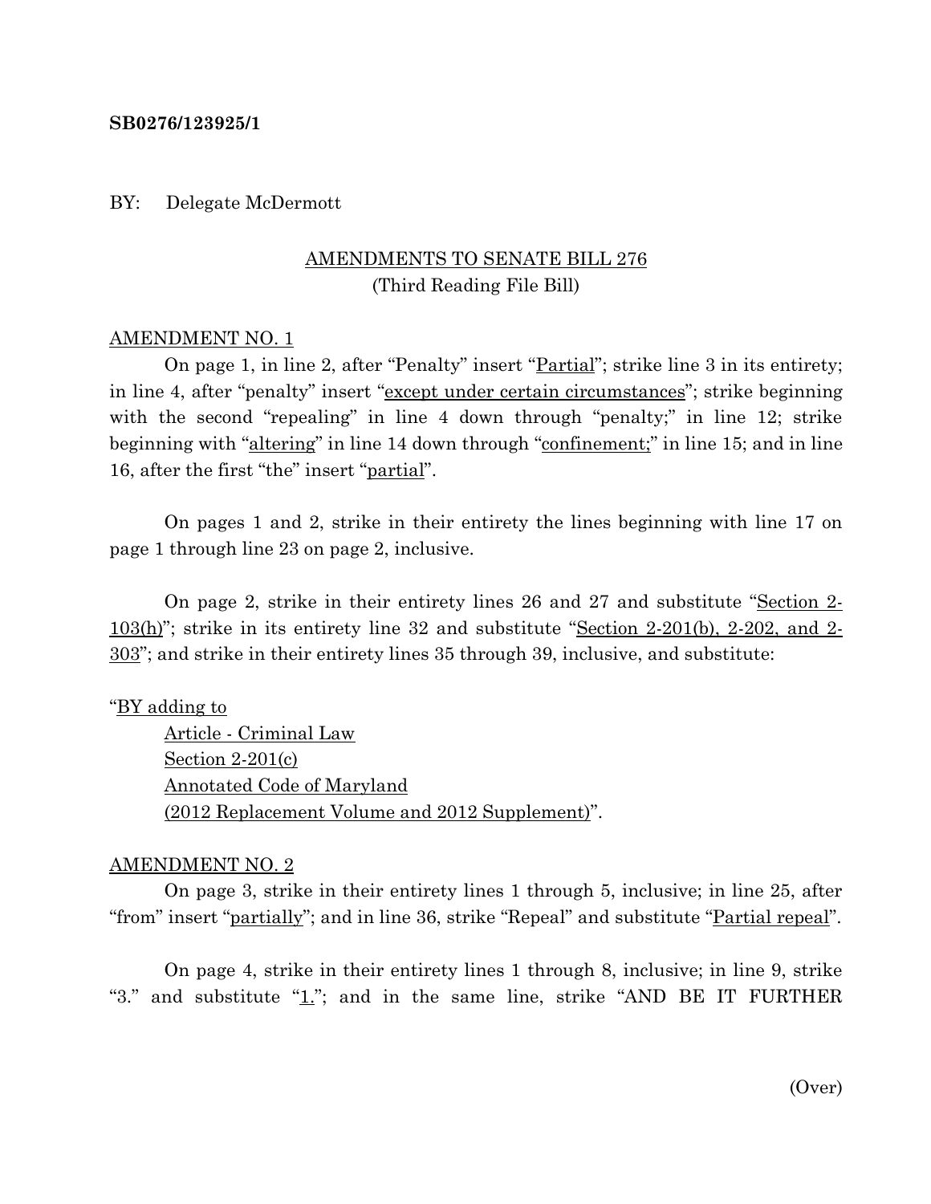**SB0276/123925/1**

BY: Delegate McDermott

AMENDMENTS TO SENATE BILL 276
(Third Reading File Bill)

AMENDMENT NO. 1

On page 1, in line 2, after "Penalty" insert "Partial"; strike line 3 in its entirety; in line 4, after "penalty" insert "except under certain circumstances"; strike beginning with the second "repealing" in line 4 down through "penalty;" in line 12; strike beginning with "altering" in line 14 down through "confinement;" in line 15; and in line 16, after the first "the" insert "partial".

On pages 1 and 2, strike in their entirety the lines beginning with line 17 on page 1 through line 23 on page 2, inclusive.

On page 2, strike in their entirety lines 26 and 27 and substitute "Section 2-103(h)"; strike in its entirety line 32 and substitute "Section 2-201(b), 2-202, and 2-303"; and strike in their entirety lines 35 through 39, inclusive, and substitute:

"BY adding to
Article - Criminal Law
Section 2-201(c)
Annotated Code of Maryland
(2012 Replacement Volume and 2012 Supplement)".

AMENDMENT NO. 2

On page 3, strike in their entirety lines 1 through 5, inclusive; in line 25, after "from" insert "partially"; and in line 36, strike "Repeal" and substitute "Partial repeal".

On page 4, strike in their entirety lines 1 through 8, inclusive; in line 9, strike "3." and substitute "1."; and in the same line, strike "AND BE IT FURTHER

(Over)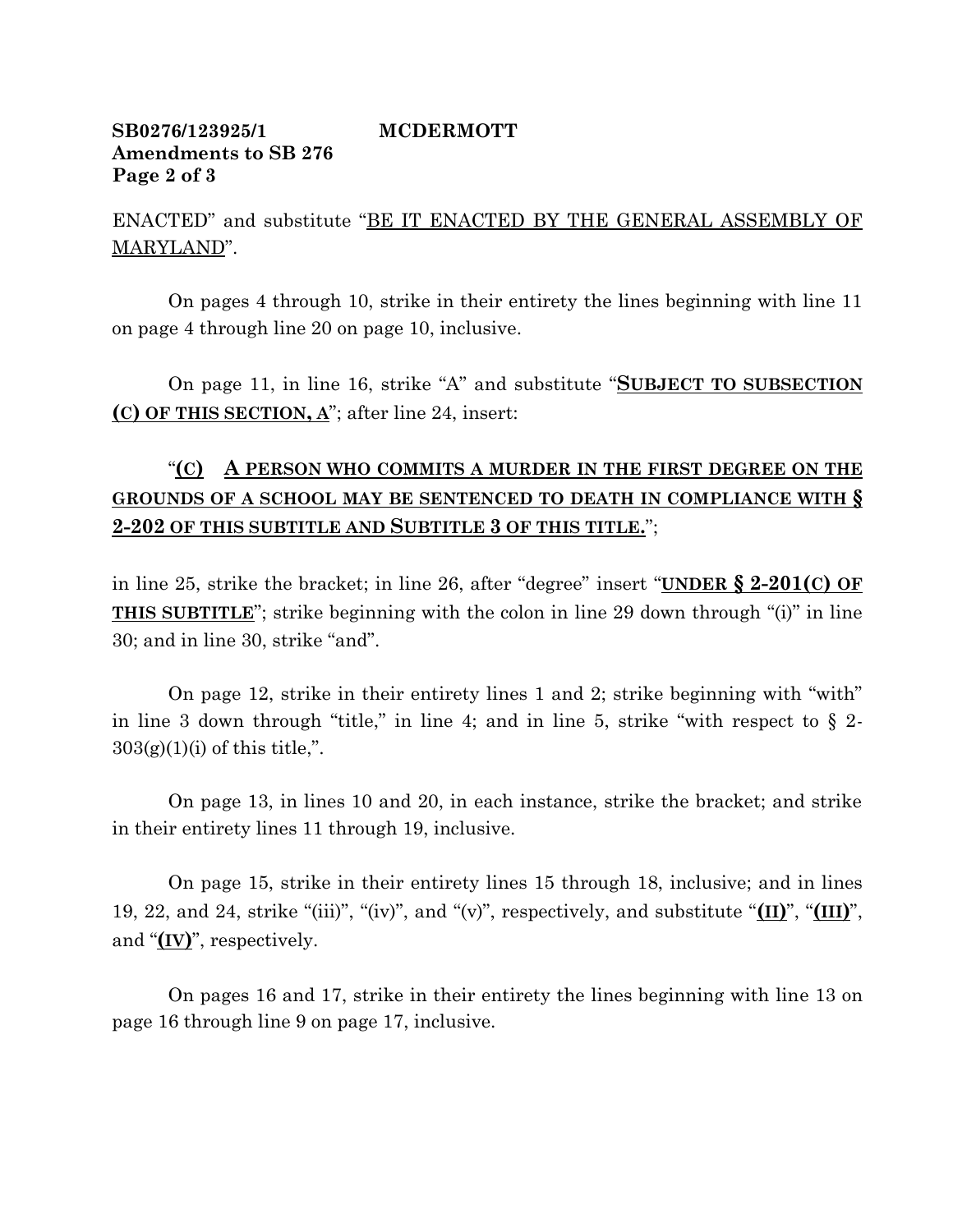ENACTED" and substitute "BE IT ENACTED BY THE GENERAL ASSEMBLY OF MARYLAND".

On pages 4 through 10, strike in their entirety the lines beginning with line 11 on page 4 through line 20 on page 10, inclusive.

On page 11, in line 16, strike "A" and substitute "**SUBJECT TO SUBSECTION (C) OF THIS SECTION, A**"; after line 24, insert:

"**(C) A PERSON WHO COMMITS A MURDER IN THE FIRST DEGREE ON THE GROUNDS OF A SCHOOL MAY BE SENTENCED TO DEATH IN COMPLIANCE WITH § 2-202 OF THIS SUBTITLE AND SUBTITLE 3 OF THIS TITLE.**";

in line 25, strike the bracket; in line 26, after "degree" insert "**UNDER § 2-201(C) OF THIS SUBTITLE**"; strike beginning with the colon in line 29 down through "(i)" in line 30; and in line 30, strike "and".

On page 12, strike in their entirety lines 1 and 2; strike beginning with "with" in line 3 down through "title," in line 4; and in line 5, strike "with respect to § 2-303(g)(1)(i) of this title,".

On page 13, in lines 10 and 20, in each instance, strike the bracket; and strike in their entirety lines 11 through 19, inclusive.

On page 15, strike in their entirety lines 15 through 18, inclusive; and in lines 19, 22, and 24, strike "(iii)", "(iv)", and "(v)", respectively, and substitute "**(II)**", "**(III)**", and "**(IV)**", respectively.

On pages 16 and 17, strike in their entirety the lines beginning with line 13 on page 16 through line 9 on page 17, inclusive.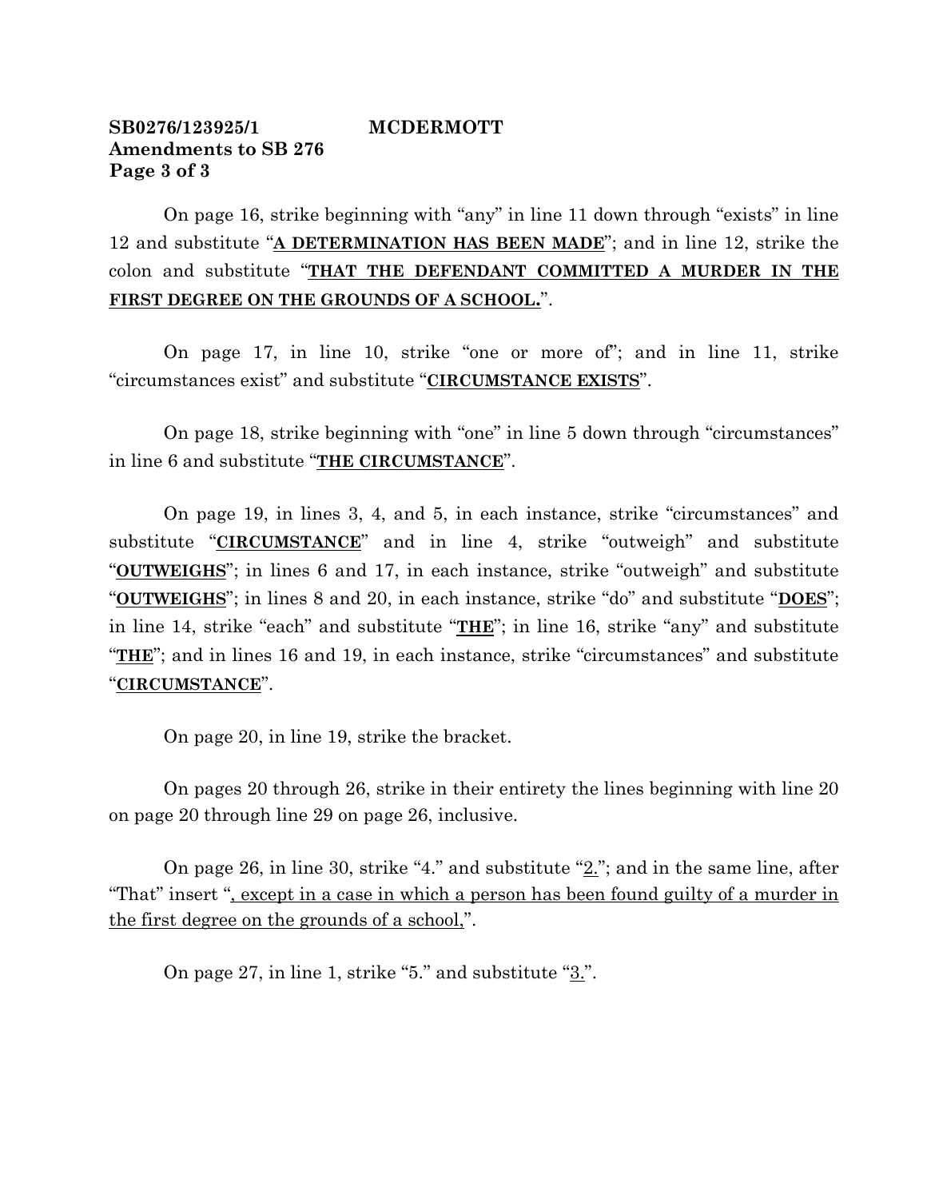**SB0276/123925/1 MCDERMOTT**
**Amendments to SB 276**

On page 16, strike beginning with "any" in line 11 down through "exists" in line 12 and substitute "**<u>A DETERMINATION HAS BEEN MADE</u>**"; and in line 12, strike the colon and substitute "**<u>THAT THE DEFENDANT COMMITTED A MURDER IN THE FIRST DEGREE ON THE GROUNDS OF A SCHOOL.</u>**".

On page 17, in line 10, strike "one or more of"; and in line 11, strike "circumstances exist" and substitute "**<u>CIRCUMSTANCE EXISTS</u>**".

On page 18, strike beginning with "one" in line 5 down through "circumstances" in line 6 and substitute "**<u>THE CIRCUMSTANCE</u>**".

On page 19, in lines 3, 4, and 5, in each instance, strike "circumstances" and substitute "**<u>CIRCUMSTANCE</u>**" and in line 4, strike "outweigh" and substitute "**<u>OUTWEIGHS</u>**"; in lines 6 and 17, in each instance, strike "outweigh" and substitute "**<u>OUTWEIGHS</u>**"; in lines 8 and 20, in each instance, strike "do" and substitute "**<u>DOES</u>**"; in line 14, strike "each" and substitute "**<u>THE</u>**"; in line 16, strike "any" and substitute "**<u>THE</u>**"; and in lines 16 and 19, in each instance, strike "circumstances" and substitute "**<u>CIRCUMSTANCE</u>**".

On page 20, in line 19, strike the bracket.

On pages 20 through 26, strike in their entirety the lines beginning with line 20 on page 20 through line 29 on page 26, inclusive.

On page 26, in line 30, strike "4." and substitute "<u>2.</u>"; and in the same line, after "That" insert "<u>, except in a case in which a person has been found guilty of a murder in the first degree on the grounds of a school,</u>".

On page 27, in line 1, strike "5." and substitute "<u>3.</u>".